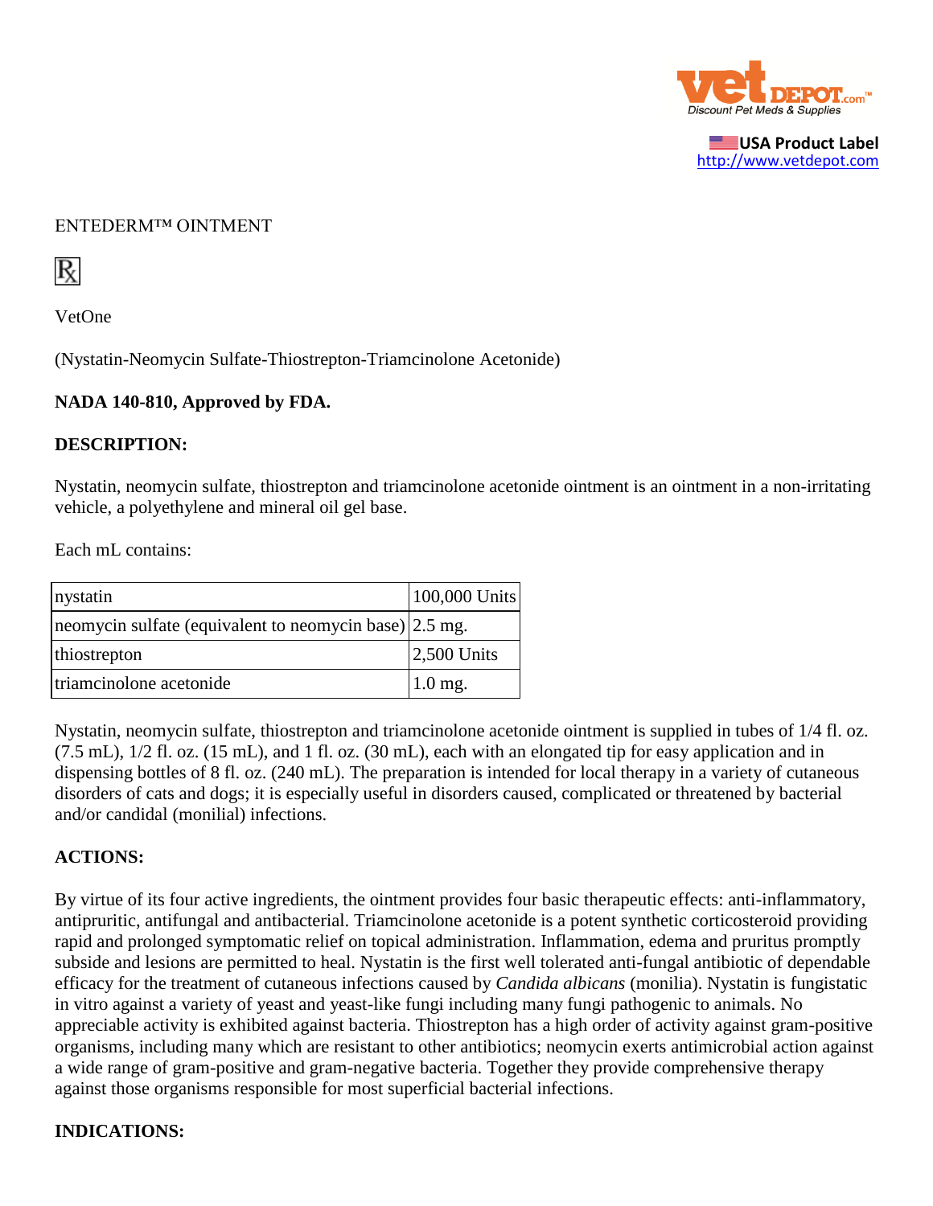ENTEDERM™ OINTMENT

℞

VetOne

(Nystatin-Neomycin Sulfate-Thiostrepton-Triamcinolone Acetonide)

**NADA 140-810, Approved by FDA.**

**DESCRIPTION:**

Nystatin, neomycin sulfate, thiostrepton and triamcinolone acetonide ointment is an ointment in a non-irritating vehicle, a polyethylene and mineral oil gel base.

Each mL contains:

| | |
|---|---|
| nystatin | 100,000 Units |
| neomycin sulfate (equivalent to neomycin base) | 2.5 mg. |
| thiostrepton | 2,500 Units |
| triamcinolone acetonide | 1.0 mg. |

Nystatin, neomycin sulfate, thiostrepton and triamcinolone acetonide ointment is supplied in tubes of 1/4 fl. oz. (7.5 mL), 1/2 fl. oz. (15 mL), and 1 fl. oz. (30 mL), each with an elongated tip for easy application and in dispensing bottles of 8 fl. oz. (240 mL). The preparation is intended for local therapy in a variety of cutaneous disorders of cats and dogs; it is especially useful in disorders caused, complicated or threatened by bacterial and/or candidal (monilial) infections.

**ACTIONS:**

By virtue of its four active ingredients, the ointment provides four basic therapeutic effects: anti-inflammatory, antipruritic, antifungal and antibacterial. Triamcinolone acetonide is a potent synthetic corticosteroid providing rapid and prolonged symptomatic relief on topical administration. Inflammation, edema and pruritus promptly subside and lesions are permitted to heal. Nystatin is the first well tolerated anti-fungal antibiotic of dependable efficacy for the treatment of cutaneous infections caused by *Candida albicans* (monilia). Nystatin is fungistatic in vitro against a variety of yeast and yeast-like fungi including many fungi pathogenic to animals. No appreciable activity is exhibited against bacteria. Thiostrepton has a high order of activity against gram-positive organisms, including many which are resistant to other antibiotics; neomycin exerts antimicrobial action against a wide range of gram-positive and gram-negative bacteria. Together they provide comprehensive therapy against those organisms responsible for most superficial bacterial infections.

**INDICATIONS:**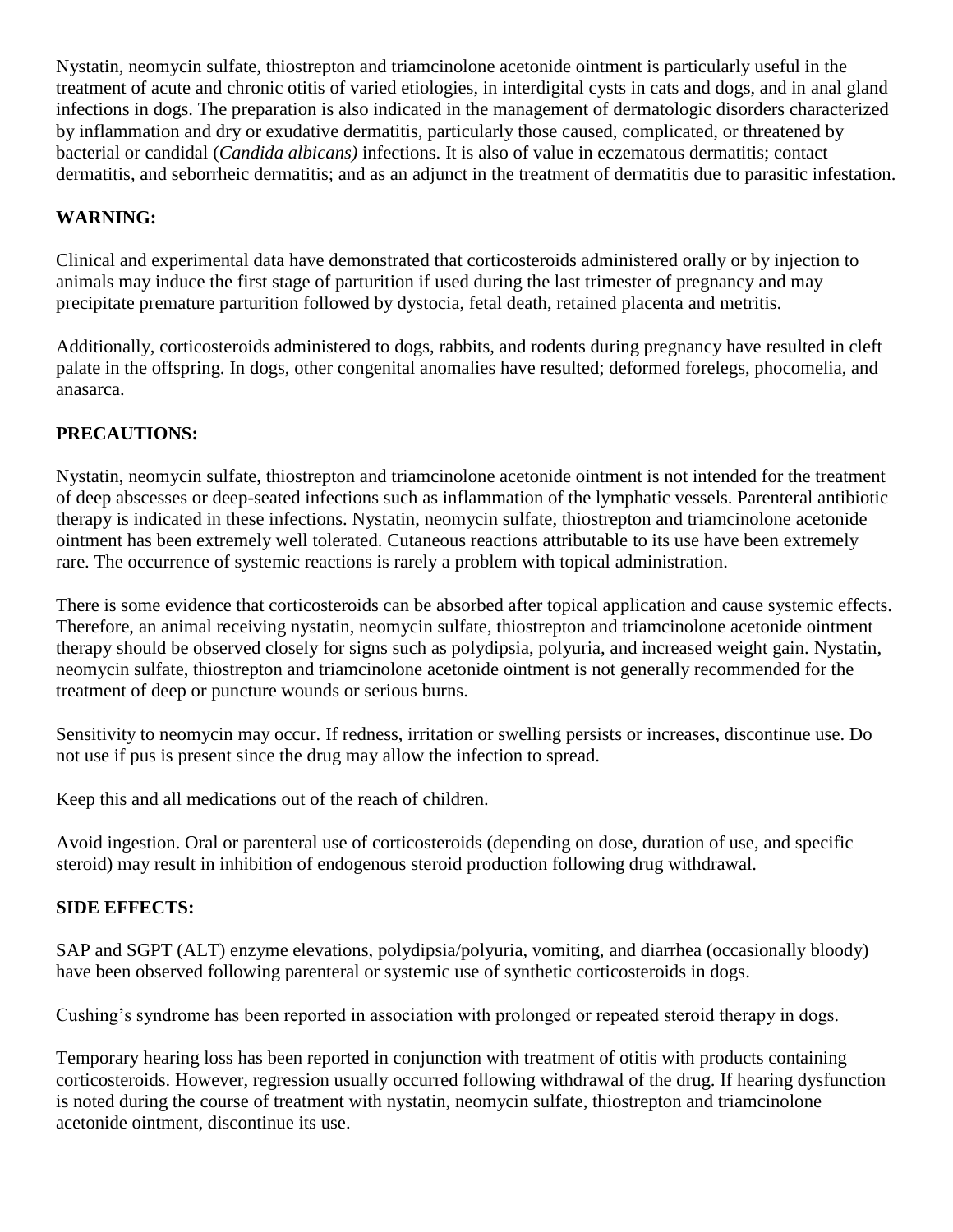Nystatin, neomycin sulfate, thiostrepton and triamcinolone acetonide ointment is particularly useful in the treatment of acute and chronic otitis of varied etiologies, in interdigital cysts in cats and dogs, and in anal gland infections in dogs. The preparation is also indicated in the management of dermatologic disorders characterized by inflammation and dry or exudative dermatitis, particularly those caused, complicated, or threatened by bacterial or candidal (*Candida albicans)* infections. It is also of value in eczematous dermatitis; contact dermatitis, and seborrheic dermatitis; and as an adjunct in the treatment of dermatitis due to parasitic infestation.

**WARNING:**

Clinical and experimental data have demonstrated that corticosteroids administered orally or by injection to animals may induce the first stage of parturition if used during the last trimester of pregnancy and may precipitate premature parturition followed by dystocia, fetal death, retained placenta and metritis.

Additionally, corticosteroids administered to dogs, rabbits, and rodents during pregnancy have resulted in cleft palate in the offspring. In dogs, other congenital anomalies have resulted; deformed forelegs, phocomelia, and anasarca.

**PRECAUTIONS:**

Nystatin, neomycin sulfate, thiostrepton and triamcinolone acetonide ointment is not intended for the treatment of deep abscesses or deep-seated infections such as inflammation of the lymphatic vessels. Parenteral antibiotic therapy is indicated in these infections. Nystatin, neomycin sulfate, thiostrepton and triamcinolone acetonide ointment has been extremely well tolerated. Cutaneous reactions attributable to its use have been extremely rare. The occurrence of systemic reactions is rarely a problem with topical administration.

There is some evidence that corticosteroids can be absorbed after topical application and cause systemic effects. Therefore, an animal receiving nystatin, neomycin sulfate, thiostrepton and triamcinolone acetonide ointment therapy should be observed closely for signs such as polydipsia, polyuria, and increased weight gain. Nystatin, neomycin sulfate, thiostrepton and triamcinolone acetonide ointment is not generally recommended for the treatment of deep or puncture wounds or serious burns.

Sensitivity to neomycin may occur. If redness, irritation or swelling persists or increases, discontinue use. Do not use if pus is present since the drug may allow the infection to spread.

Keep this and all medications out of the reach of children.

Avoid ingestion. Oral or parenteral use of corticosteroids (depending on dose, duration of use, and specific steroid) may result in inhibition of endogenous steroid production following drug withdrawal.

**SIDE EFFECTS:**

SAP and SGPT (ALT) enzyme elevations, polydipsia/polyuria, vomiting, and diarrhea (occasionally bloody) have been observed following parenteral or systemic use of synthetic corticosteroids in dogs.

Cushing's syndrome has been reported in association with prolonged or repeated steroid therapy in dogs.

Temporary hearing loss has been reported in conjunction with treatment of otitis with products containing corticosteroids. However, regression usually occurred following withdrawal of the drug. If hearing dysfunction is noted during the course of treatment with nystatin, neomycin sulfate, thiostrepton and triamcinolone acetonide ointment, discontinue its use.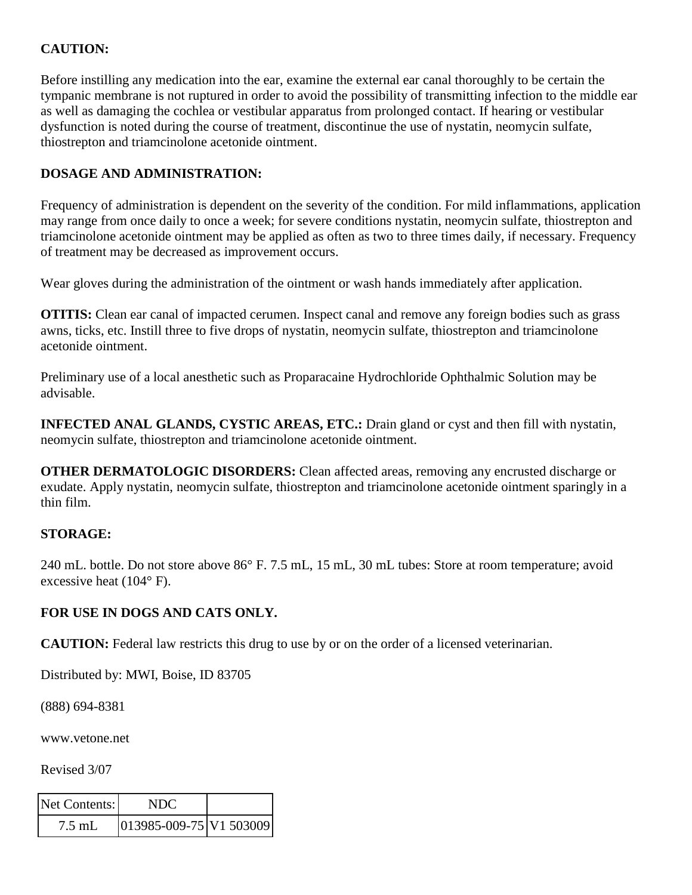**CAUTION:**

Before instilling any medication into the ear, examine the external ear canal thoroughly to be certain the tympanic membrane is not ruptured in order to avoid the possibility of transmitting infection to the middle ear as well as damaging the cochlea or vestibular apparatus from prolonged contact. If hearing or vestibular dysfunction is noted during the course of treatment, discontinue the use of nystatin, neomycin sulfate, thiostrepton and triamcinolone acetonide ointment.

**DOSAGE AND ADMINISTRATION:**

Frequency of administration is dependent on the severity of the condition. For mild inflammations, application may range from once daily to once a week; for severe conditions nystatin, neomycin sulfate, thiostrepton and triamcinolone acetonide ointment may be applied as often as two to three times daily, if necessary. Frequency of treatment may be decreased as improvement occurs.

Wear gloves during the administration of the ointment or wash hands immediately after application.

**OTITIS:** Clean ear canal of impacted cerumen. Inspect canal and remove any foreign bodies such as grass awns, ticks, etc. Instill three to five drops of nystatin, neomycin sulfate, thiostrepton and triamcinolone acetonide ointment.

Preliminary use of a local anesthetic such as Proparacaine Hydrochloride Ophthalmic Solution may be advisable.

**INFECTED ANAL GLANDS, CYSTIC AREAS, ETC.:** Drain gland or cyst and then fill with nystatin, neomycin sulfate, thiostrepton and triamcinolone acetonide ointment.

**OTHER DERMATOLOGIC DISORDERS:** Clean affected areas, removing any encrusted discharge or exudate. Apply nystatin, neomycin sulfate, thiostrepton and triamcinolone acetonide ointment sparingly in a thin film.

**STORAGE:**

240 mL. bottle. Do not store above 86° F. 7.5 mL, 15 mL, 30 mL tubes: Store at room temperature; avoid excessive heat (104° F).

**FOR USE IN DOGS AND CATS ONLY.**

**CAUTION:** Federal law restricts this drug to use by or on the order of a licensed veterinarian.

Distributed by: MWI, Boise, ID 83705

(888) 694-8381

www.vetone.net

Revised 3/07

| Net Contents: | NDC | |
| --- | --- | --- |
| 7.5 mL | 013985-009-75 | V1 503009 |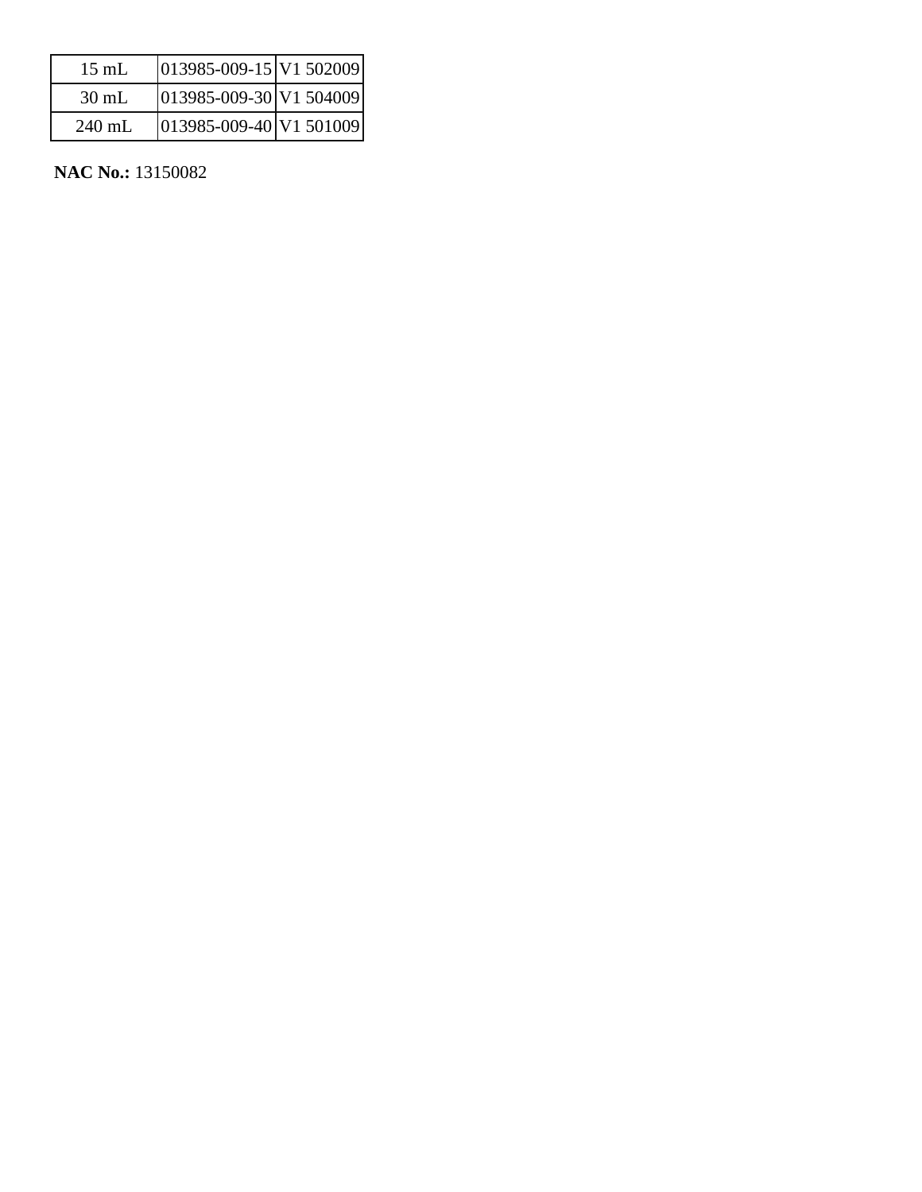| | | |
|---|---|---|
| 15 mL | 013985-009-15 | V1 502009 |
| 30 mL | 013985-009-30 | V1 504009 |
| 240 mL | 013985-009-40 | V1 501009 |

**NAC No.:** 13150082